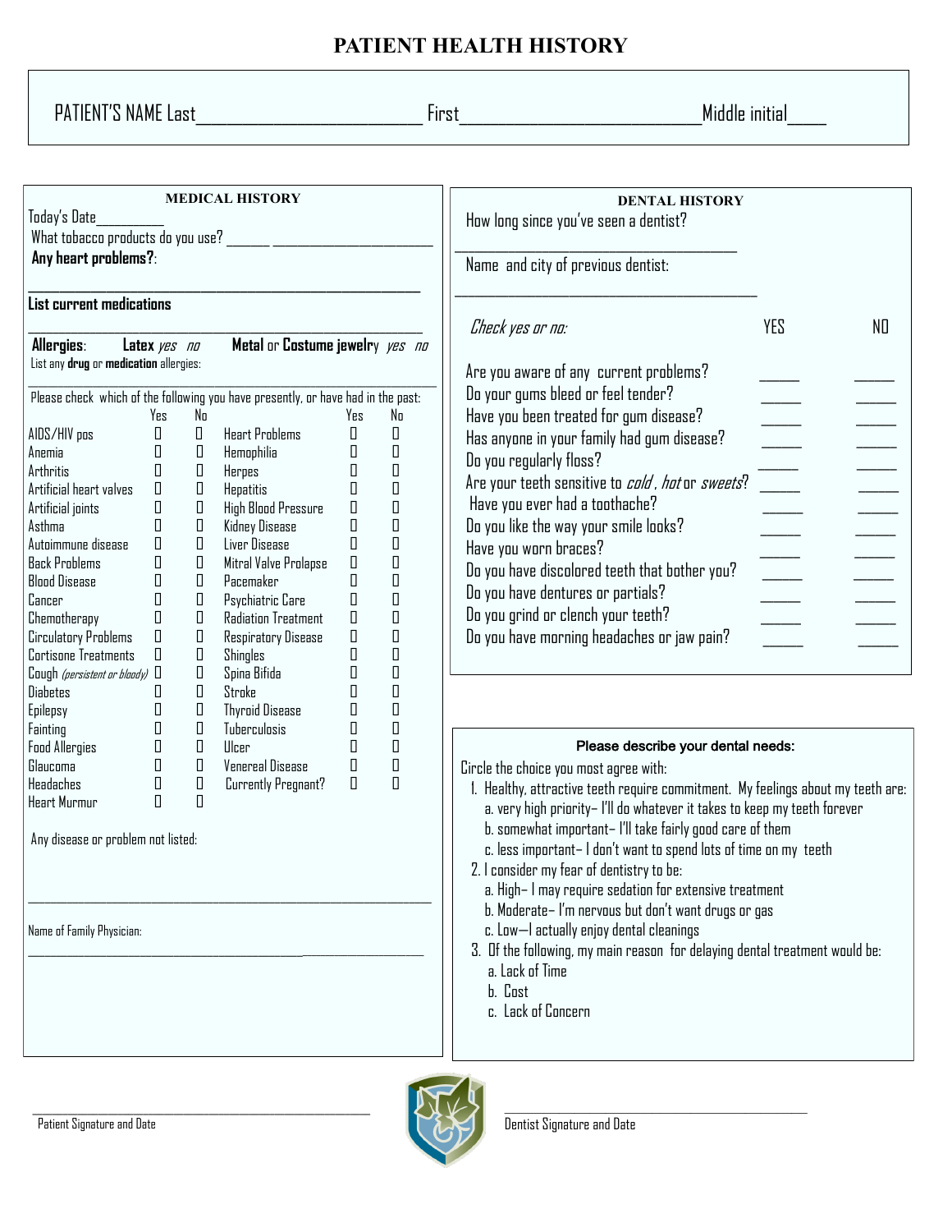# PATIENT HEALTH HISTORY

PATIENT'S NAME Last\_\_\_\_\_\_\_\_\_\_\_\_\_\_\_\_\_\_\_\_\_\_\_\_\_\_ First\_\_\_\_\_\_\_\_\_\_\_\_\_\_\_\_\_\_\_\_\_\_\_\_\_\_\_\_ Middle initial\_\_\_\_

## MEDICAL HISTORY

Today's Date\_\_\_\_\_\_\_\_\_

What tobacco products do you use? \_\_\_\_\_\_ \_\_\_\_\_\_\_\_\_\_\_\_\_\_\_\_\_\_\_\_\_\_

**Any heart problems?**:

\_\_\_\_\_\_\_\_\_\_\_\_\_\_\_\_\_\_\_\_\_\_\_\_\_\_\_\_\_\_\_\_\_\_\_\_\_\_\_\_\_\_\_\_\_\_\_\_\_\_\_\_\_\_

**List current medications**

\_\_\_\_\_\_\_\_\_\_\_\_\_\_\_\_\_\_\_\_\_\_\_\_\_\_\_\_\_\_\_\_\_\_\_\_\_\_\_\_\_\_\_\_\_\_\_\_\_\_\_\_\_\_

**Allergies**: **Latex** *yes no* **Metal** or **Costume jewelr**y *yes no*

List any **drug** or **medication** allergies:

\_\_\_\_\_\_\_\_\_\_\_\_\_\_\_\_\_\_\_\_\_\_\_\_\_\_\_\_\_\_\_\_\_\_\_\_\_\_\_\_\_\_\_\_\_\_\_\_\_\_\_\_\_\_

Please check which of the following you have presently, or have had in the past:

| | Yes | No | | Yes | No |
|---|---|---|---|---|---|
| AIDS/HIV pos | ☐ | ☐ | Heart Problems | ☐ | ☐ |
| Anemia | ☐ | ☐ | Hemophilia | ☐ | ☐ |
| Arthritis | ☐ | ☐ | Herpes | ☐ | ☐ |
| Artificial heart valves | ☐ | ☐ | Hepatitis | ☐ | ☐ |
| Artificial joints | ☐ | ☐ | High Blood Pressure | ☐ | ☐ |
| Asthma | ☐ | ☐ | Kidney Disease | ☐ | ☐ |
| Autoimmune disease | ☐ | ☐ | Liver Disease | ☐ | ☐ |
| Back Problems | ☐ | ☐ | Mitral Valve Prolapse | ☐ | ☐ |
| Blood Disease | ☐ | ☐ | Pacemaker | ☐ | ☐ |
| Cancer | ☐ | ☐ | Psychiatric Care | ☐ | ☐ |
| Chemotherapy | ☐ | ☐ | Radiation Treatment | ☐ | ☐ |
| Circulatory Problems | ☐ | ☐ | Respiratory Disease | ☐ | ☐ |
| Cortisone Treatments | ☐ | ☐ | Shingles | ☐ | ☐ |
| Cough *(persistent or bloody)* | ☐ | ☐ | Spina Bifida | ☐ | ☐ |
| Diabetes | ☐ | ☐ | Stroke | ☐ | ☐ |
| Epilepsy | ☐ | ☐ | Thyroid Disease | ☐ | ☐ |
| Fainting | ☐ | ☐ | Tuberculosis | ☐ | ☐ |
| Food Allergies | ☐ | ☐ | Ulcer | ☐ | ☐ |
| Glaucoma | ☐ | ☐ | Venereal Disease | ☐ | ☐ |
| Headaches | ☐ | ☐ | Currently Pregnant? | ☐ | ☐ |
| Heart Murmur | ☐ | ☐ | | | |

Any disease or problem not listed:

\_\_\_\_\_\_\_\_\_\_\_\_\_\_\_\_\_\_\_\_\_\_\_\_\_\_\_\_\_\_\_\_\_\_\_\_\_\_\_\_\_\_\_\_\_\_\_\_\_\_\_\_\_\_

Name of Family Physician:

\_\_\_\_\_\_\_\_\_\_\_\_\_\_\_\_\_\_\_\_\_\_\_\_\_\_\_\_\_\_\_\_\_\_\_\_\_\_\_\_\_\_\_\_\_\_\_\_\_\_\_\_\_\_

## DENTAL HISTORY

How long since you've seen a dentist?

\_\_\_\_\_\_\_\_\_\_\_\_\_\_\_\_\_\_\_\_\_\_\_\_\_\_\_\_\_\_\_\_\_\_\_\_\_\_\_

Name and city of previous dentist:

\_\_\_\_\_\_\_\_\_\_\_\_\_\_\_\_\_\_\_\_\_\_\_\_\_\_\_\_\_\_\_\_\_\_\_\_\_\_\_

| *Check yes or no:* | YES | NO |
|---|---|---|
| Are you aware of any current problems? | \_\_\_\_\_ | \_\_\_\_\_ |
| Do your gums bleed or feel tender? | \_\_\_\_\_ | \_\_\_\_\_ |
| Have you been treated for gum disease? | \_\_\_\_\_ | \_\_\_\_\_ |
| Has anyone in your family had gum disease? | \_\_\_\_\_ | \_\_\_\_\_ |
| Do you regularly floss? | \_\_\_\_\_ | \_\_\_\_\_ |
| Are your teeth sensitive to *cold*, *hot* or *sweets*? | \_\_\_\_\_ | \_\_\_\_\_ |
| Have you ever had a toothache? | \_\_\_\_\_ | \_\_\_\_\_ |
| Do you like the way your smile looks? | \_\_\_\_\_ | \_\_\_\_\_ |
| Have you worn braces? | \_\_\_\_\_ | \_\_\_\_\_ |
| Do you have discolored teeth that bother you? | \_\_\_\_\_ | \_\_\_\_\_ |
| Do you have dentures or partials? | \_\_\_\_\_ | \_\_\_\_\_ |
| Do you grind or clench your teeth? | \_\_\_\_\_ | \_\_\_\_\_ |
| Do you have morning headaches or jaw pain? | \_\_\_\_\_ | \_\_\_\_\_ |

### Please describe your dental needs:

Circle the choice you most agree with:

1. Healthy, attractive teeth require commitment. My feelings about my teeth are:
   a. very high priority– I'll do whatever it takes to keep my teeth forever
   b. somewhat important– I'll take fairly good care of them
   c. less important– I don't want to spend lots of time on my teeth
2. I consider my fear of dentistry to be:
   a. High– I may require sedation for extensive treatment
   b. Moderate– I'm nervous but don't want drugs or gas
   c. Low—I actually enjoy dental cleanings
3. Of the following, my main reason for delaying dental treatment would be:
   a. Lack of Time
   b. Cost
   c. Lack of Concern

\_\_\_\_\_\_\_\_\_\_\_\_\_\_\_\_\_\_\_\_\_\_\_\_\_\_\_\_\_\_\_\_\_\_\_\_
Patient Signature and Date

\_\_\_\_\_\_\_\_\_\_\_\_\_\_\_\_\_\_\_\_\_\_\_\_\_\_\_\_\_\_\_\_\_\_\_\_
Dentist Signature and Date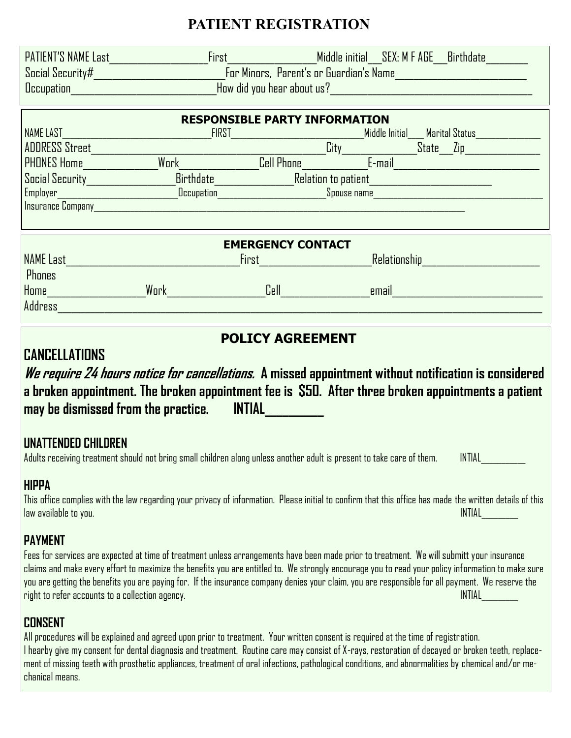# PATIENT REGISTRATION

PATIENT'S NAME Last__________________First________________Middle initial__SEX: M F AGE__Birthdate_______

Social Security#_______________________For Minors, Parent's or Guardian's Name________________________

Occupation__________________________How did you hear about us?_____________________________________

## RESPONSIBLE PARTY INFORMATION

NAME LAST____________________________FIRST________________________Middle Initial___ Marital Status_____________

ADDRESS Street____________________________________________City_____________State__Zip_____________

PHONES Home_____________Work______________Cell Phone___________E-mail_________________________

Social Security_______________Birthdate______________Relation to patient_____________________

Employer_________________________Occupation_______________________Spouse name_________________________________

Insurance Company_____________________________________________________________________________

## EMERGENCY CONTACT

NAME Last________________________________First____________________Relationship____________________

Phones

Home_________________Work_________________Cell________________email___________________________

Address_____________________________________________________________________________________

## POLICY AGREEMENT

### CANCELLATIONS

***We require 24 hours notice for cancellations.*** **A missed appointment without notification is considered a broken appointment. The broken appointment fee is $50. After three broken appointments a patient may be dismissed from the practice. INTIAL__________**

### UNATTENDED CHILDREN

Adults receiving treatment should not bring small children along unless another adult is present to take care of them. INTIAL__________

### HIPPA

This office complies with the law regarding your privacy of information. Please initial to confirm that this office has made the written details of this law available to you. INTIAL________

### PAYMENT

Fees for services are expected at time of treatment unless arrangements have been made prior to treatment. We will submitt your insurance claims and make every effort to maximize the benefits you are entitled to. We strongly encourage you to read your policy information to make sure you are getting the benefits you are paying for. If the insurance company denies your claim, you are responsible for all payment. We reserve the right to refer accounts to a collection agency. INTIAL________

### CONSENT

All procedures will be explained and agreed upon prior to treatment. Your written consent is required at the time of registration.

I hearby give my consent for dental diagnosis and treatment. Routine care may consist of X-rays, restoration of decayed or broken teeth, replacement of missing teeth with prosthetic appliances, treatment of oral infections, pathological conditions, and abnormalities by chemical and/or mechanical means.